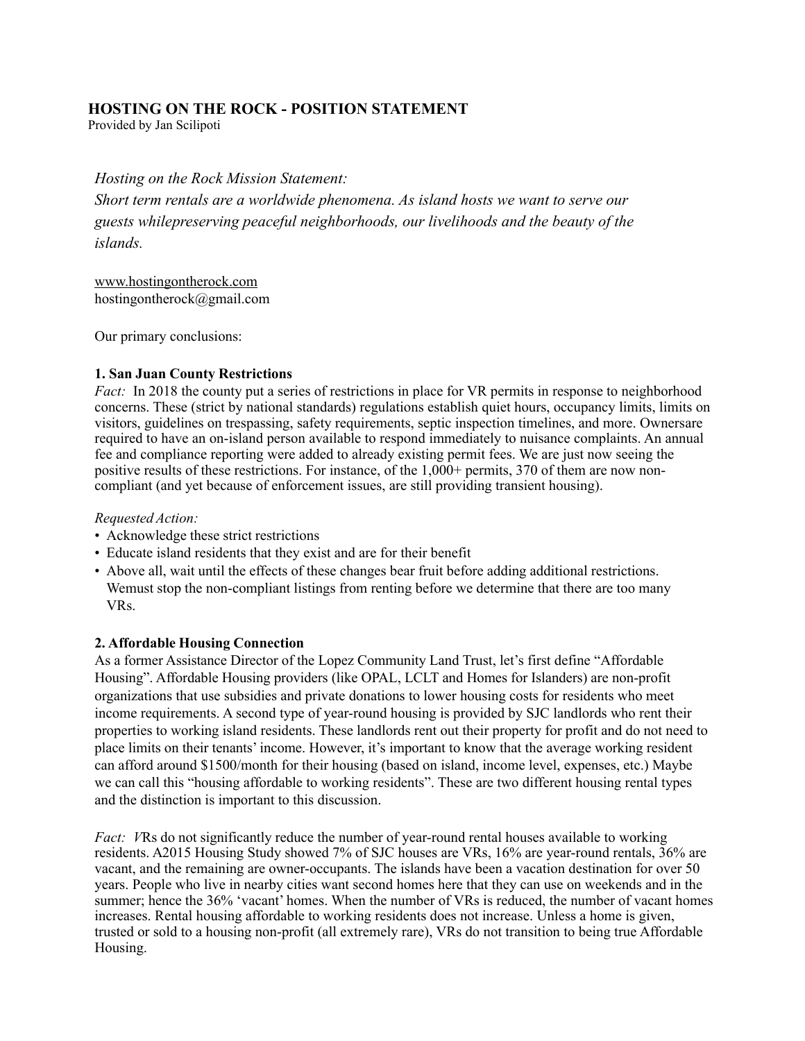## HOSTING ON THE ROCK - POSITION STATEMENT

Provided by Jan Scilipoti

*Hosting on the Rock Mission Statement:*
*Short term rentals are a worldwide phenomena. As island hosts we want to serve our guests whilepreserving peaceful neighborhoods, our livelihoods and the beauty of the islands.*

www.hostingontherock.com
hostingontherock@gmail.com

Our primary conclusions:

### 1. San Juan County Restrictions

*Fact:* In 2018 the county put a series of restrictions in place for VR permits in response to neighborhood concerns. These (strict by national standards) regulations establish quiet hours, occupancy limits, limits on visitors, guidelines on trespassing, safety requirements, septic inspection timelines, and more. Ownersare required to have an on-island person available to respond immediately to nuisance complaints. An annual fee and compliance reporting were added to already existing permit fees. We are just now seeing the positive results of these restrictions. For instance, of the 1,000+ permits, 370 of them are now non-compliant (and yet because of enforcement issues, are still providing transient housing).

*Requested Action:*

- Acknowledge these strict restrictions
- Educate island residents that they exist and are for their benefit
- Above all, wait until the effects of these changes bear fruit before adding additional restrictions. Wemust stop the non-compliant listings from renting before we determine that there are too many VRs.

### 2. Affordable Housing Connection

As a former Assistance Director of the Lopez Community Land Trust, let's first define "Affordable Housing". Affordable Housing providers (like OPAL, LCLT and Homes for Islanders) are non-profit organizations that use subsidies and private donations to lower housing costs for residents who meet income requirements. A second type of year-round housing is provided by SJC landlords who rent their properties to working island residents. These landlords rent out their property for profit and do not need to place limits on their tenants' income. However, it's important to know that the average working resident can afford around \$1500/month for their housing (based on island, income level, expenses, etc.) Maybe we can call this "housing affordable to working residents". These are two different housing rental types and the distinction is important to this discussion.

*Fact: V*Rs do not significantly reduce the number of year-round rental houses available to working residents. A2015 Housing Study showed 7% of SJC houses are VRs, 16% are year-round rentals, 36% are vacant, and the remaining are owner-occupants. The islands have been a vacation destination for over 50 years. People who live in nearby cities want second homes here that they can use on weekends and in the summer; hence the 36% 'vacant' homes. When the number of VRs is reduced, the number of vacant homes increases. Rental housing affordable to working residents does not increase. Unless a home is given, trusted or sold to a housing non-profit (all extremely rare), VRs do not transition to being true Affordable Housing.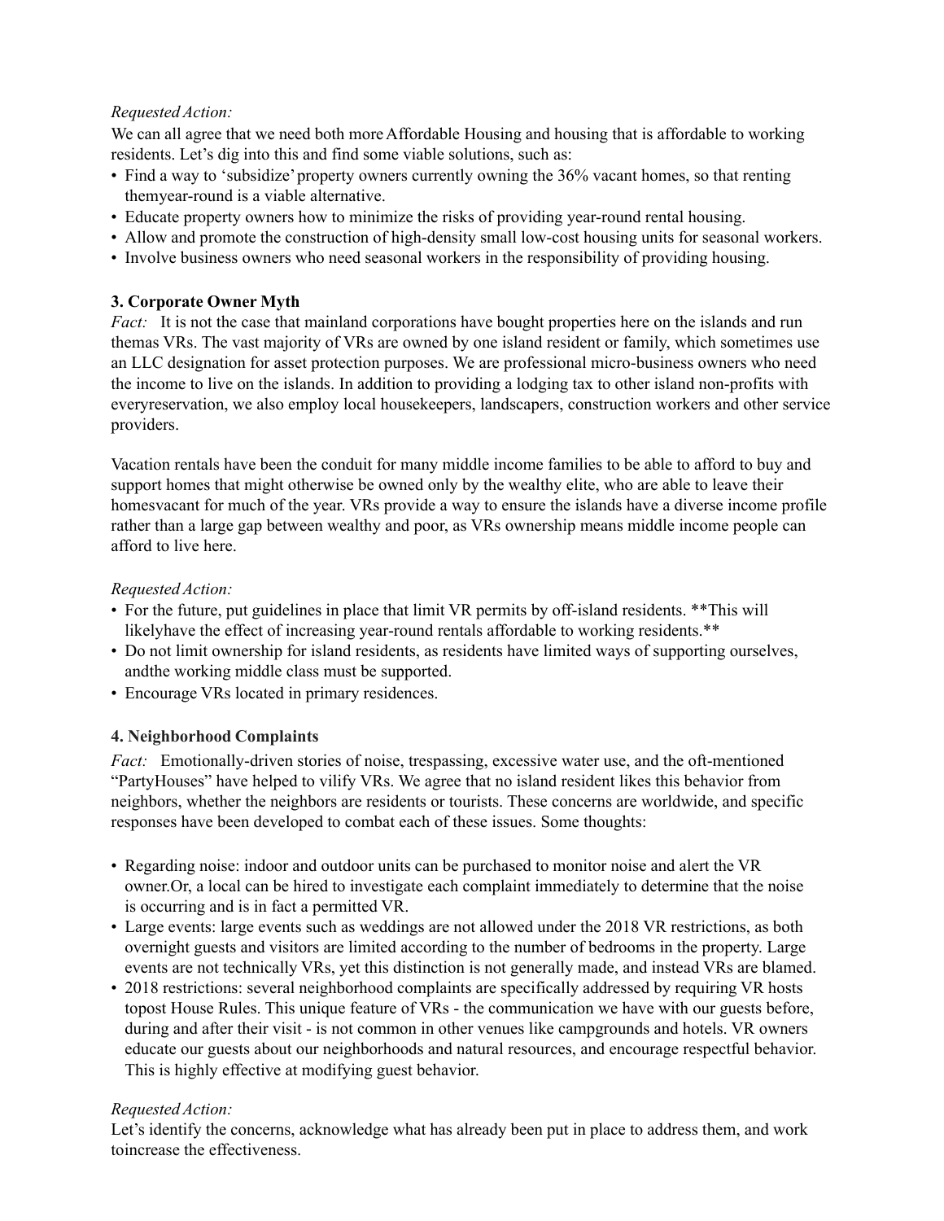*Requested Action:*
We can all agree that we need both more Affordable Housing and housing that is affordable to working residents. Let's dig into this and find some viable solutions, such as:

- Find a way to 'subsidize' property owners currently owning the 36% vacant homes, so that renting themyear-round is a viable alternative.
- Educate property owners how to minimize the risks of providing year-round rental housing.
- Allow and promote the construction of high-density small low-cost housing units for seasonal workers.
- Involve business owners who need seasonal workers in the responsibility of providing housing.

**3. Corporate Owner Myth**

*Fact:* It is not the case that mainland corporations have bought properties here on the islands and run themas VRs. The vast majority of VRs are owned by one island resident or family, which sometimes use an LLC designation for asset protection purposes. We are professional micro-business owners who need the income to live on the islands. In addition to providing a lodging tax to other island non-profits with everyreservation, we also employ local housekeepers, landscapers, construction workers and other service providers.

Vacation rentals have been the conduit for many middle income families to be able to afford to buy and support homes that might otherwise be owned only by the wealthy elite, who are able to leave their homesvacant for much of the year. VRs provide a way to ensure the islands have a diverse income profile rather than a large gap between wealthy and poor, as VRs ownership means middle income people can afford to live here.

*Requested Action:*

- For the future, put guidelines in place that limit VR permits by off-island residents. **This will likelyhave the effect of increasing year-round rentals affordable to working residents.**
- Do not limit ownership for island residents, as residents have limited ways of supporting ourselves, andthe working middle class must be supported.
- Encourage VRs located in primary residences.

**4. Neighborhood Complaints**

*Fact:* Emotionally-driven stories of noise, trespassing, excessive water use, and the oft-mentioned "PartyHouses" have helped to vilify VRs. We agree that no island resident likes this behavior from neighbors, whether the neighbors are residents or tourists. These concerns are worldwide, and specific responses have been developed to combat each of these issues. Some thoughts:

- Regarding noise: indoor and outdoor units can be purchased to monitor noise and alert the VR owner.Or, a local can be hired to investigate each complaint immediately to determine that the noise is occurring and is in fact a permitted VR.
- Large events: large events such as weddings are not allowed under the 2018 VR restrictions, as both overnight guests and visitors are limited according to the number of bedrooms in the property. Large events are not technically VRs, yet this distinction is not generally made, and instead VRs are blamed.
- 2018 restrictions: several neighborhood complaints are specifically addressed by requiring VR hosts topost House Rules. This unique feature of VRs - the communication we have with our guests before, during and after their visit - is not common in other venues like campgrounds and hotels. VR owners educate our guests about our neighborhoods and natural resources, and encourage respectful behavior. This is highly effective at modifying guest behavior.

*Requested Action:*
Let's identify the concerns, acknowledge what has already been put in place to address them, and work toincrease the effectiveness.